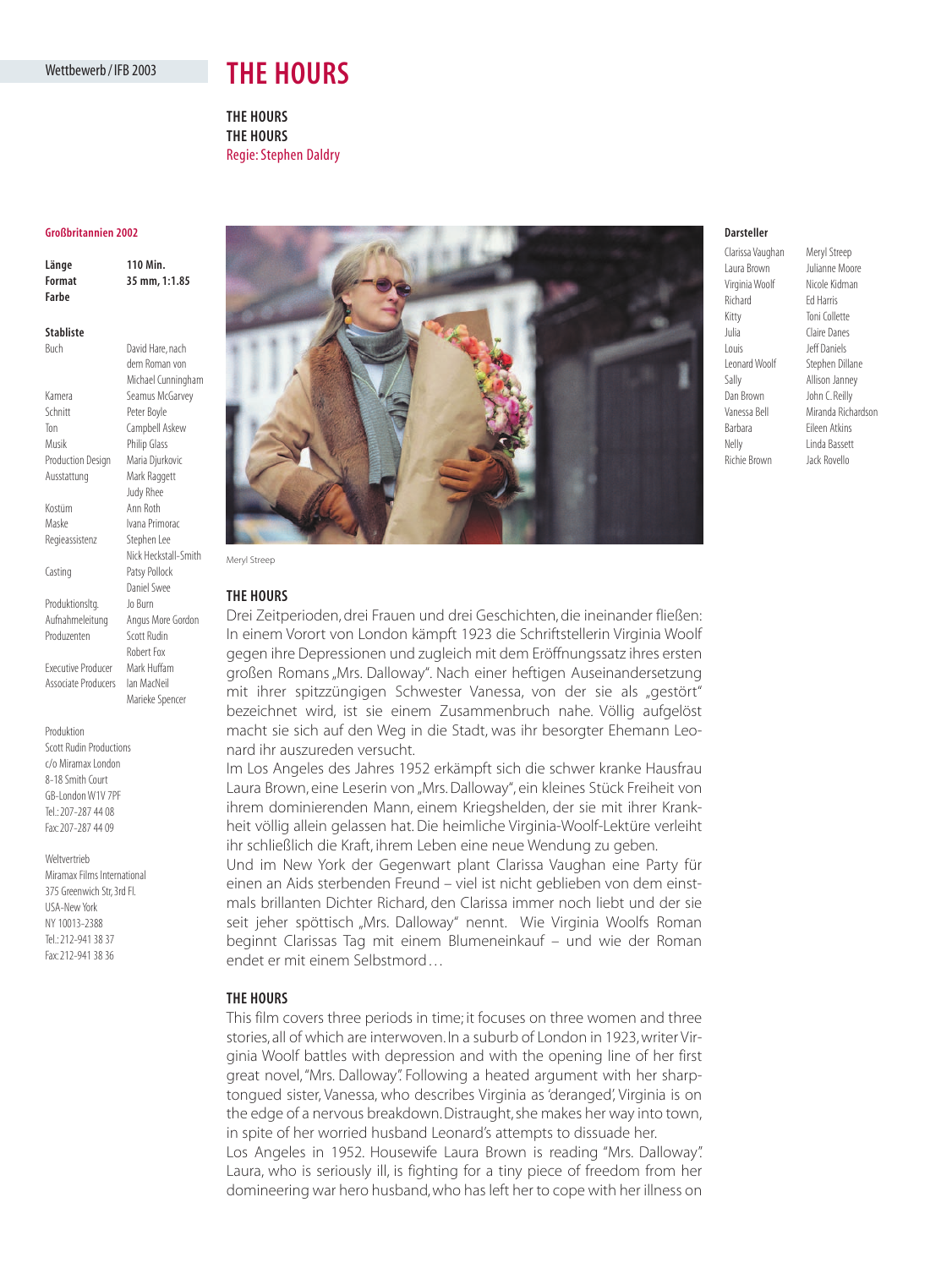Wettbewerb / IFB 2003

# THE HOURS

**THE HOURS**
**THE HOURS**
Regie: Stephen Daldry

**Großbritannien 2002**

| | |
|---|---|
| **Länge** | **110 Min.** |
| **Format** | **35 mm, 1:1.85** |
| **Farbe** | |

**Stabliste**

| | |
|---|---|
| Buch | David Hare, nach dem Roman von Michael Cunningham |
| Kamera | Seamus McGarvey |
| Schnitt | Peter Boyle |
| Ton | Campbell Askew |
| Musik | Philip Glass |
| Production Design | Maria Djurkovic |
| Ausstattung | Mark Raggett, Judy Rhee |
| Kostüm | Ann Roth |
| Maske | Ivana Primorac |
| Regieassistenz | Stephen Lee, Nick Heckstall-Smith |
| Casting | Patsy Pollock, Daniel Swee |
| Produktionsltg. | Jo Burn |
| Aufnahmeleitung | Angus More Gordon |
| Produzenten | Scott Rudin, Robert Fox |
| Executive Producer | Mark Huffam |
| Associate Producers | Ian MacNeil, Marieke Spencer |

Produktion
Scott Rudin Productions
c/o Miramax London
8-18 Smith Court
GB-London W1V 7PF
Tel.: 207-287 44 08
Fax: 207-287 44 09

Weltvertrieb
Miramax Films International
375 Greenwich Str, 3rd Fl.
USA-New York
NY 10013-2388
Tel.: 212-941 38 37
Fax: 212-941 38 36

Meryl Streep

**Darsteller**

| | |
|---|---|
| Clarissa Vaughan | Meryl Streep |
| Laura Brown | Julianne Moore |
| Virginia Woolf | Nicole Kidman |
| Richard | Ed Harris |
| Kitty | Toni Collette |
| Julia | Claire Danes |
| Louis | Jeff Daniels |
| Leonard Woolf | Stephen Dillane |
| Sally | Allison Janney |
| Dan Brown | John C. Reilly |
| Vanessa Bell | Miranda Richardson |
| Barbara | Eileen Atkins |
| Nelly | Linda Bassett |
| Richie Brown | Jack Rovello |

### THE HOURS

Drei Zeitperioden, drei Frauen und drei Geschichten, die ineinander fließen: In einem Vorort von London kämpft 1923 die Schriftstellerin Virginia Woolf gegen ihre Depressionen und zugleich mit dem Eröffnungssatz ihres ersten großen Romans „Mrs. Dalloway". Nach einer heftigen Auseinandersetzung mit ihrer spitzzüngigen Schwester Vanessa, von der sie als „gestört" bezeichnet wird, ist sie einem Zusammenbruch nahe. Völlig aufgelöst macht sie sich auf den Weg in die Stadt, was ihr besorgter Ehemann Leonard ihr auszureden versucht.

Im Los Angeles des Jahres 1952 erkämpft sich die schwer kranke Hausfrau Laura Brown, eine Leserin von „Mrs. Dalloway", ein kleines Stück Freiheit von ihrem dominierenden Mann, einem Kriegshelden, der sie mit ihrer Krankheit völlig allein gelassen hat. Die heimliche Virginia-Woolf-Lektüre verleiht ihr schließlich die Kraft, ihrem Leben eine neue Wendung zu geben.

Und im New York der Gegenwart plant Clarissa Vaughan eine Party für einen an Aids sterbenden Freund – viel ist nicht geblieben von dem einstmals brillanten Dichter Richard, den Clarissa immer noch liebt und der sie seit jeher spöttisch „Mrs. Dalloway" nennt. Wie Virginia Woolfs Roman beginnt Clarissas Tag mit einem Blumeneinkauf – und wie der Roman endet er mit einem Selbstmord…

### THE HOURS

This film covers three periods in time; it focuses on three women and three stories, all of which are interwoven. In a suburb of London in 1923, writer Virginia Woolf battles with depression and with the opening line of her first great novel, "Mrs. Dalloway". Following a heated argument with her sharp-tongued sister, Vanessa, who describes Virginia as 'deranged', Virginia is on the edge of a nervous breakdown. Distraught, she makes her way into town, in spite of her worried husband Leonard's attempts to dissuade her.

Los Angeles in 1952. Housewife Laura Brown is reading "Mrs. Dalloway". Laura, who is seriously ill, is fighting for a tiny piece of freedom from her domineering war hero husband, who has left her to cope with her illness on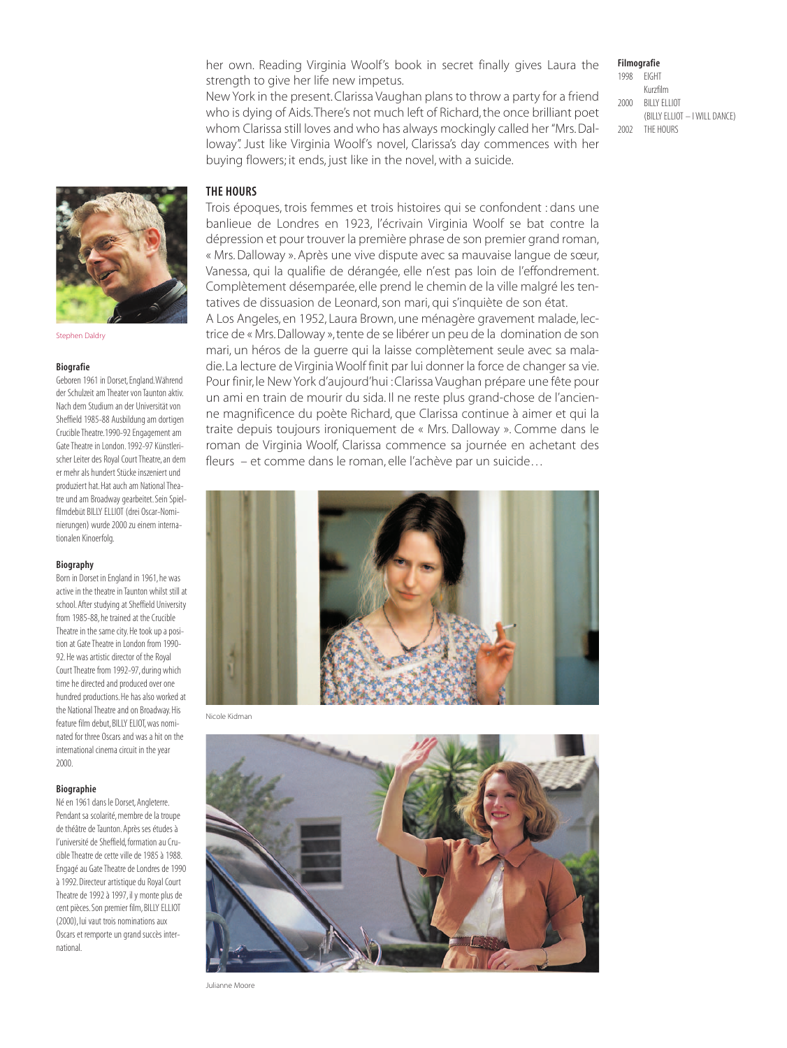her own. Reading Virginia Woolf's book in secret finally gives Laura the strength to give her life new impetus.
New York in the present. Clarissa Vaughan plans to throw a party for a friend who is dying of Aids. There's not much left of Richard, the once brilliant poet whom Clarissa still loves and who has always mockingly called her "Mrs. Dalloway". Just like Virginia Woolf's novel, Clarissa's day commences with her buying flowers; it ends, just like in the novel, with a suicide.

**Filmografie**

1998 EIGHT
Kurzfilm
2000 BILLY ELLIOT
(BILLY ELLIOT – I WILL DANCE)
2002 THE HOURS

### THE HOURS

Trois époques, trois femmes et trois histoires qui se confondent : dans une banlieue de Londres en 1923, l'écrivain Virginia Woolf se bat contre la dépression et pour trouver la première phrase de son premier grand roman, « Mrs. Dalloway ». Après une vive dispute avec sa mauvaise langue de sœur, Vanessa, qui la qualifie de dérangée, elle n'est pas loin de l'effondrement. Complètement désemparée, elle prend le chemin de la ville malgré les tentatives de dissuasion de Leonard, son mari, qui s'inquiète de son état.
A Los Angeles, en 1952, Laura Brown, une ménagère gravement malade, lectrice de « Mrs. Dalloway », tente de se libérer un peu de la domination de son mari, un héros de la guerre qui la laisse complètement seule avec sa maladie. La lecture de Virginia Woolf finit par lui donner la force de changer sa vie. Pour finir, le New York d'aujourd'hui : Clarissa Vaughan prépare une fête pour un ami en train de mourir du sida. Il ne reste plus grand-chose de l'ancienne magnificence du poète Richard, que Clarissa continue à aimer et qui la traite depuis toujours ironiquement de « Mrs. Dalloway ». Comme dans le roman de Virginia Woolf, Clarissa commence sa journée en achetant des fleurs – et comme dans le roman, elle l'achève par un suicide…

Stephen Daldry

**Biografie**

Geboren 1961 in Dorset, England. Während der Schulzeit am Theater von Taunton aktiv. Nach dem Studium an der Universität von Sheffield 1985-88 Ausbildung am dortigen Crucible Theatre. 1990-92 Engagement am Gate Theatre in London. 1992-97 Künstlerischer Leiter des Royal Court Theatre, an dem er mehr als hundert Stücke inszeniert und produziert hat. Hat auch am National Theatre und am Broadway gearbeitet. Sein Spielfilmdebüt BILLY ELLIOT (drei Oscar-Nominierungen) wurde 2000 zu einem internationalen Kinoerfolg.

**Biography**

Born in Dorset in England in 1961, he was active in the theatre in Taunton whilst still at school. After studying at Sheffield University from 1985-88, he trained at the Crucible Theatre in the same city. He took up a position at Gate Theatre in London from 1990-92. He was artistic director of the Royal Court Theatre from 1992-97, during which time he directed and produced over one hundred productions. He has also worked at the National Theatre and on Broadway. His feature film debut, BILLY ELIOT, was nominated for three Oscars and was a hit on the international cinema circuit in the year 2000.

**Biographie**

Né en 1961 dans le Dorset, Angleterre. Pendant sa scolarité, membre de la troupe de théâtre de Taunton. Après ses études à l'université de Sheffield, formation au Crucible Theatre de cette ville de 1985 à 1988. Engagé au Gate Theatre de Londres de 1990 à 1992. Directeur artistique du Royal Court Theatre de 1992 à 1997, il y monte plus de cent pièces. Son premier film, BILLY ELLIOT (2000), lui vaut trois nominations aux Oscars et remporte un grand succès international.

Nicole Kidman

Julianne Moore